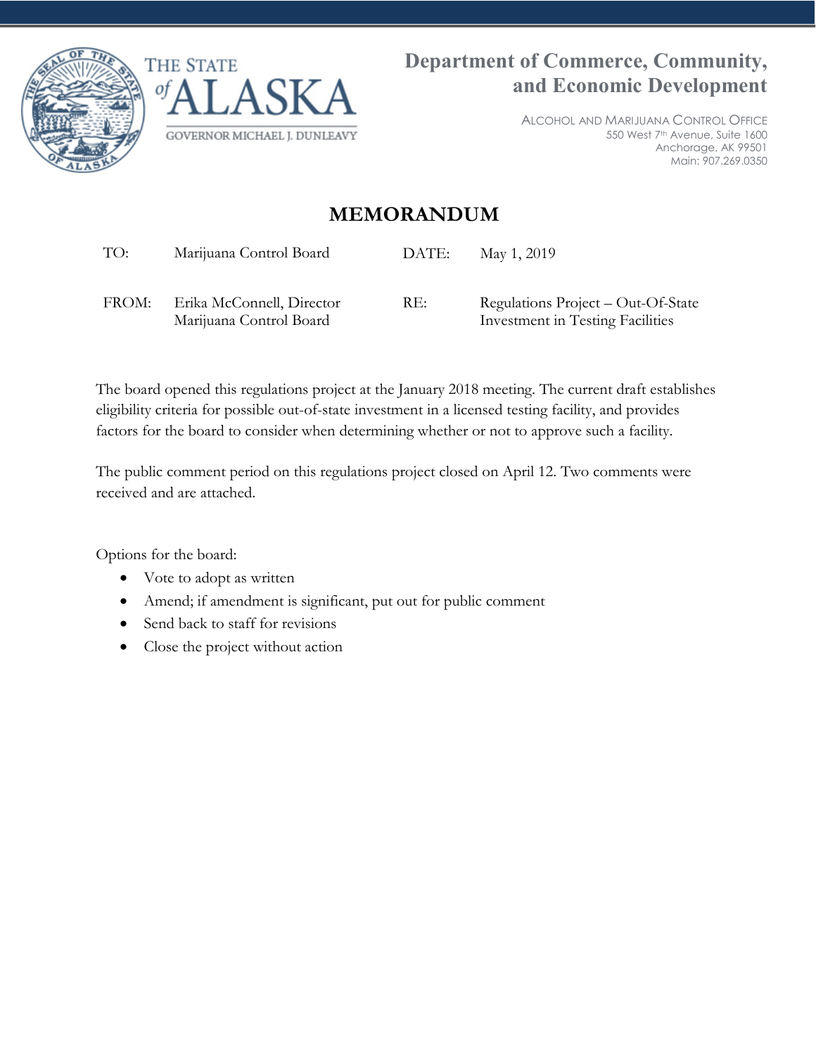THE STATE of ALASKA

GOVERNOR MICHAEL J. DUNLEAVY

**Department of Commerce, Community, and Economic Development**

ALCOHOL AND MARIJUANA CONTROL OFFICE
550 West 7th Avenue, Suite 1600
Anchorage, AK 99501
Main: 907.269.0350

# MEMORANDUM

| | | | |
|---|---|---|---|
| TO: | Marijuana Control Board | DATE: | May 1, 2019 |
| FROM: | Erika McConnell, Director<br>Marijuana Control Board | RE: | Regulations Project – Out-Of-State Investment in Testing Facilities |

The board opened this regulations project at the January 2018 meeting. The current draft establishes eligibility criteria for possible out-of-state investment in a licensed testing facility, and provides factors for the board to consider when determining whether or not to approve such a facility.

The public comment period on this regulations project closed on April 12. Two comments were received and are attached.

Options for the board:

- Vote to adopt as written
- Amend; if amendment is significant, put out for public comment
- Send back to staff for revisions
- Close the project without action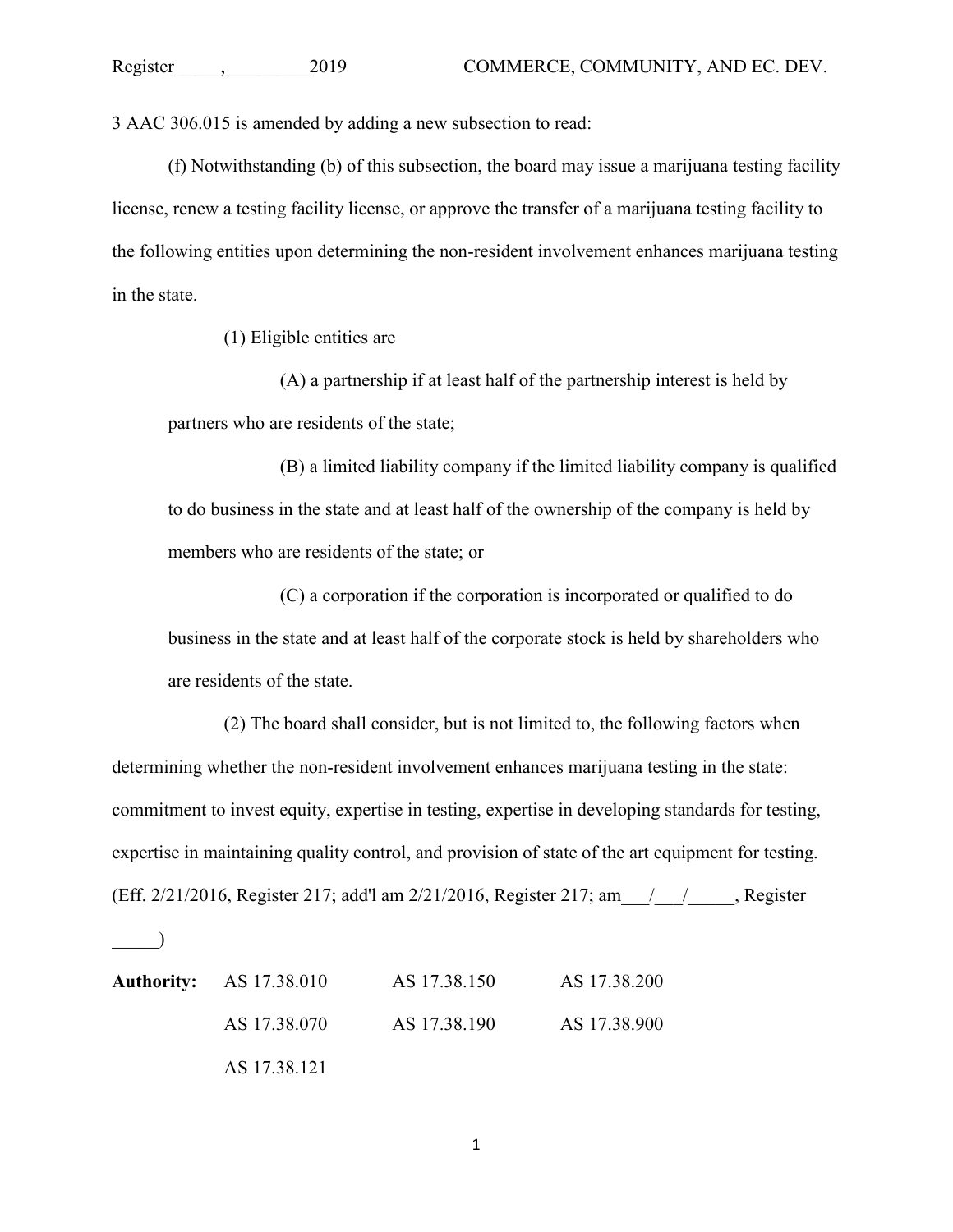3 AAC 306.015 is amended by adding a new subsection to read:

(f) Notwithstanding (b) of this subsection, the board may issue a marijuana testing facility license, renew a testing facility license, or approve the transfer of a marijuana testing facility to the following entities upon determining the non-resident involvement enhances marijuana testing in the state.

(1) Eligible entities are

(A) a partnership if at least half of the partnership interest is held by partners who are residents of the state;

(B) a limited liability company if the limited liability company is qualified to do business in the state and at least half of the ownership of the company is held by members who are residents of the state; or

(C) a corporation if the corporation is incorporated or qualified to do business in the state and at least half of the corporate stock is held by shareholders who are residents of the state.

(2) The board shall consider, but is not limited to, the following factors when determining whether the non-resident involvement enhances marijuana testing in the state: commitment to invest equity, expertise in testing, expertise in developing standards for testing, expertise in maintaining quality control, and provision of state of the art equipment for testing. (Eff. 2/21/2016, Register 217; add'l am 2/21/2016, Register 217; am\_\_\_/\_\_\_/\_\_\_\_\_, Register \_\_\_\_\_)

| **Authority:** | AS 17.38.010 | AS 17.38.150 | AS 17.38.200 |
|---|---|---|---|
| | AS 17.38.070 | AS 17.38.190 | AS 17.38.900 |
| | AS 17.38.121 | | |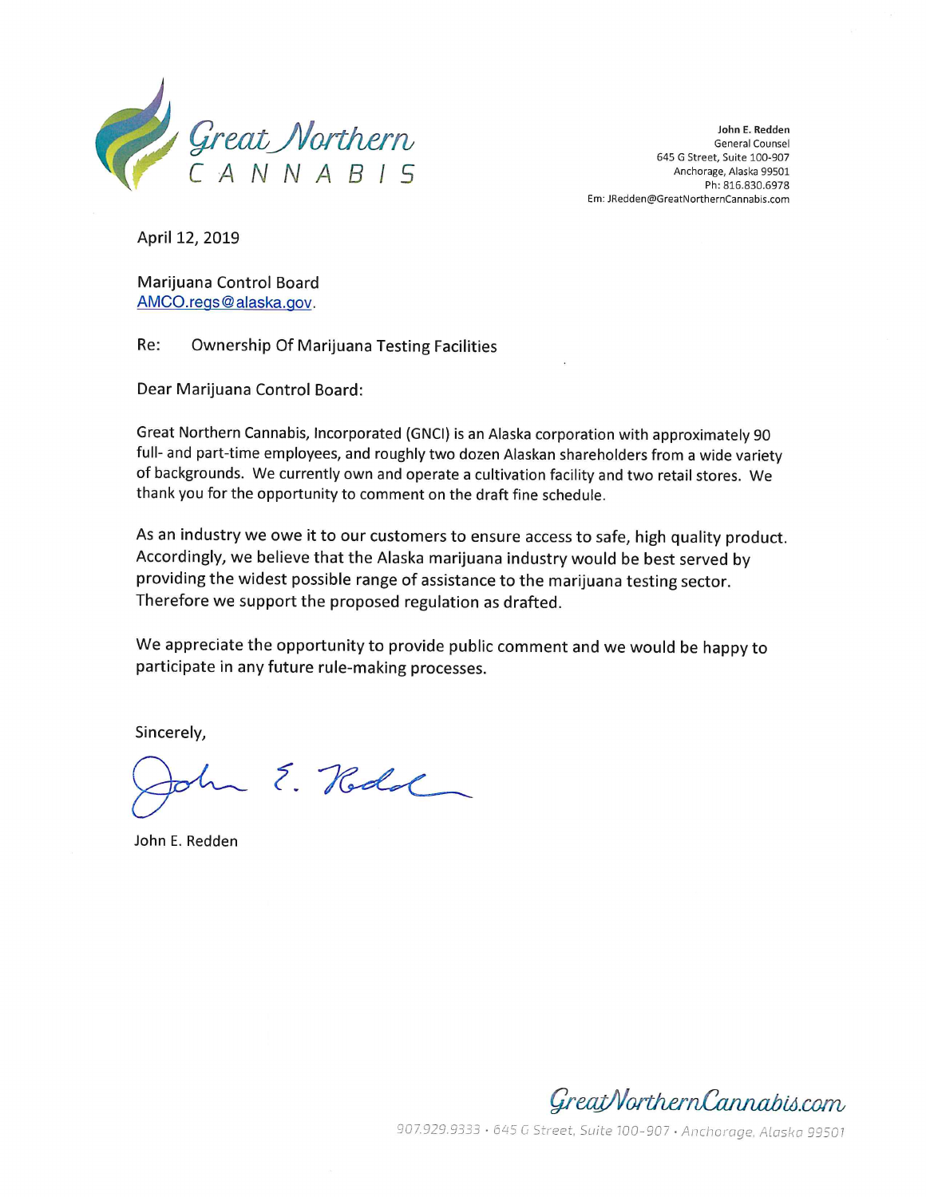Great Northern
CANNABIS

**John E. Redden**
General Counsel
645 G Street, Suite 100-907
Anchorage, Alaska 99501
Ph: 816.830.6978
Em: JRedden@GreatNorthernCannabis.com

April 12, 2019

Marijuana Control Board
AMCO.regs@alaska.gov.

Re: Ownership Of Marijuana Testing Facilities

Dear Marijuana Control Board:

Great Northern Cannabis, Incorporated (GNCI) is an Alaska corporation with approximately 90 full- and part-time employees, and roughly two dozen Alaskan shareholders from a wide variety of backgrounds. We currently own and operate a cultivation facility and two retail stores. We thank you for the opportunity to comment on the draft fine schedule.

As an industry we owe it to our customers to ensure access to safe, high quality product. Accordingly, we believe that the Alaska marijuana industry would be best served by providing the widest possible range of assistance to the marijuana testing sector. Therefore we support the proposed regulation as drafted.

We appreciate the opportunity to provide public comment and we would be happy to participate in any future rule-making processes.

Sincerely,

John E. Redden

GreatNorthernCannabis.com
907.929.9333 · 645 G Street, Suite 100-907 · Anchorage, Alaska 99501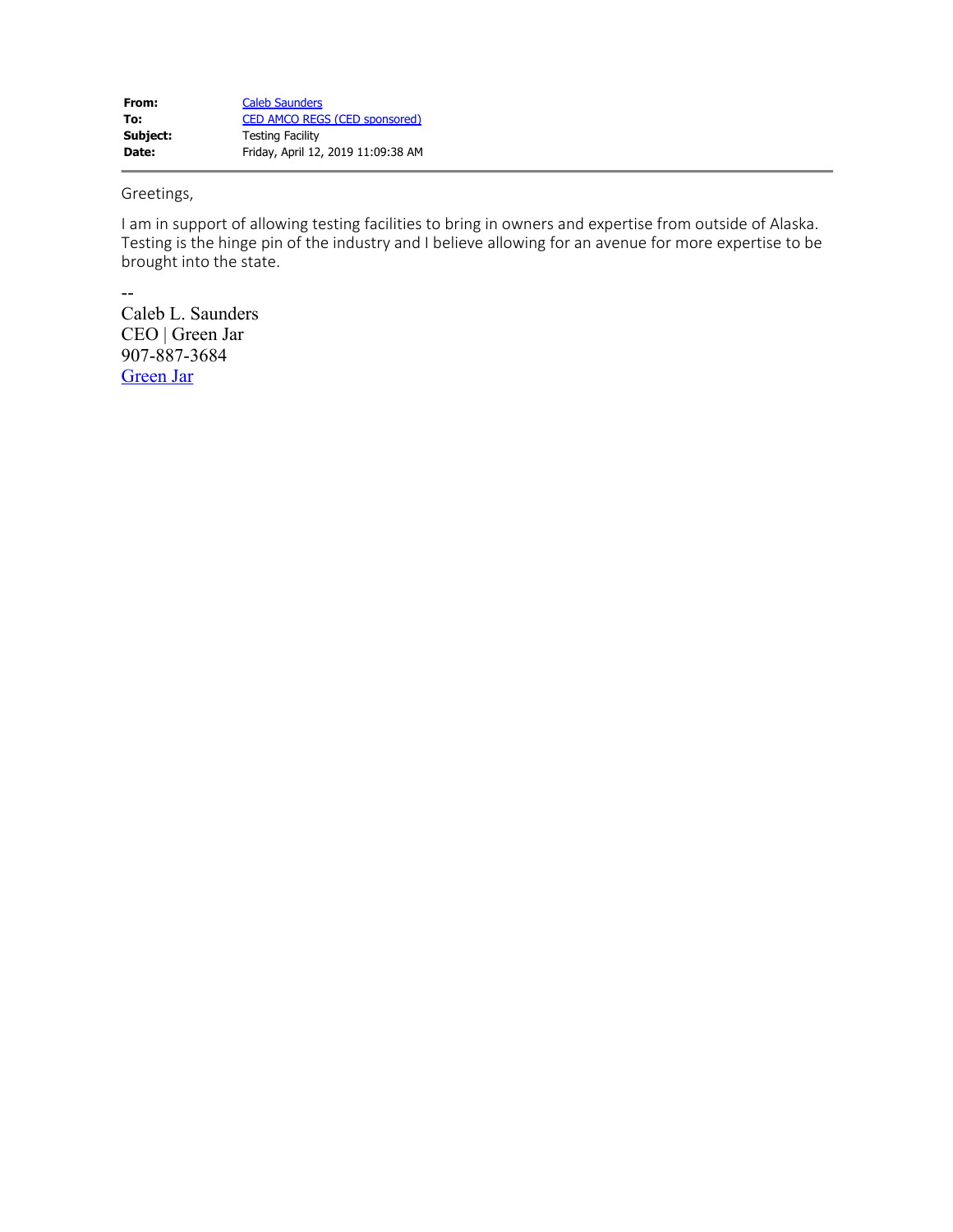| | |
|---|---|
| **From:** | Caleb Saunders |
| **To:** | CED AMCO REGS (CED sponsored) |
| **Subject:** | Testing Facility |
| **Date:** | Friday, April 12, 2019 11:09:38 AM |

---

Greetings,

I am in support of allowing testing facilities to bring in owners and expertise from outside of Alaska. Testing is the hinge pin of the industry and I believe allowing for an avenue for more expertise to be brought into the state.

--
Caleb L. Saunders
CEO | Green Jar
907-887-3684
Green Jar